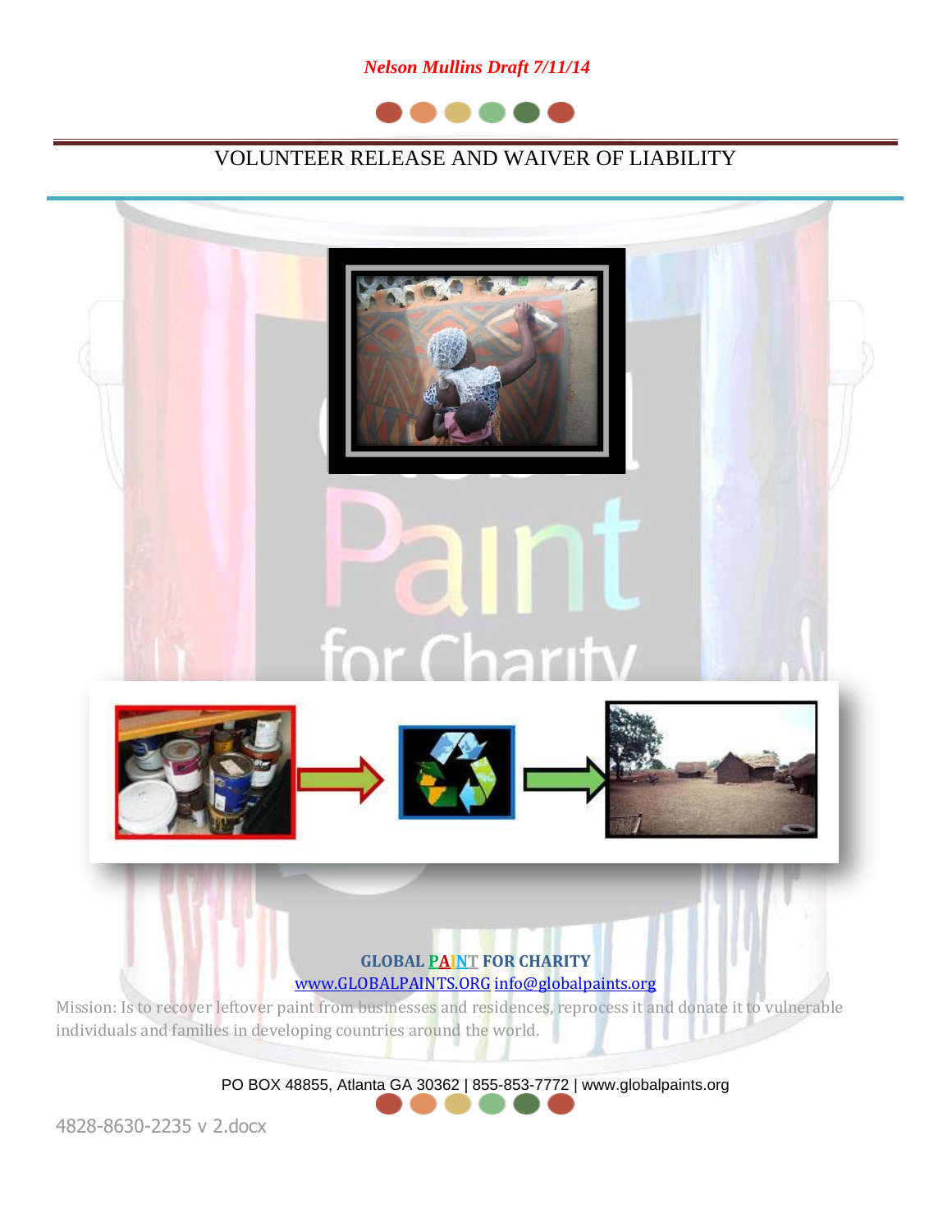*Nelson Mullins Draft 7/11/14*

# VOLUNTEER RELEASE AND WAIVER OF LIABILITY

**GLOBAL PAINT FOR CHARITY**

www.GLOBALPAINTS.ORG info@globalpaints.org

Mission: Is to recover leftover paint from businesses and residences, reprocess it and donate it to vulnerable individuals and families in developing countries around the world.

PO BOX 48855, Atlanta GA 30362 | 855-853-7772 | www.globalpaints.org

4828-8630-2235 v 2.docx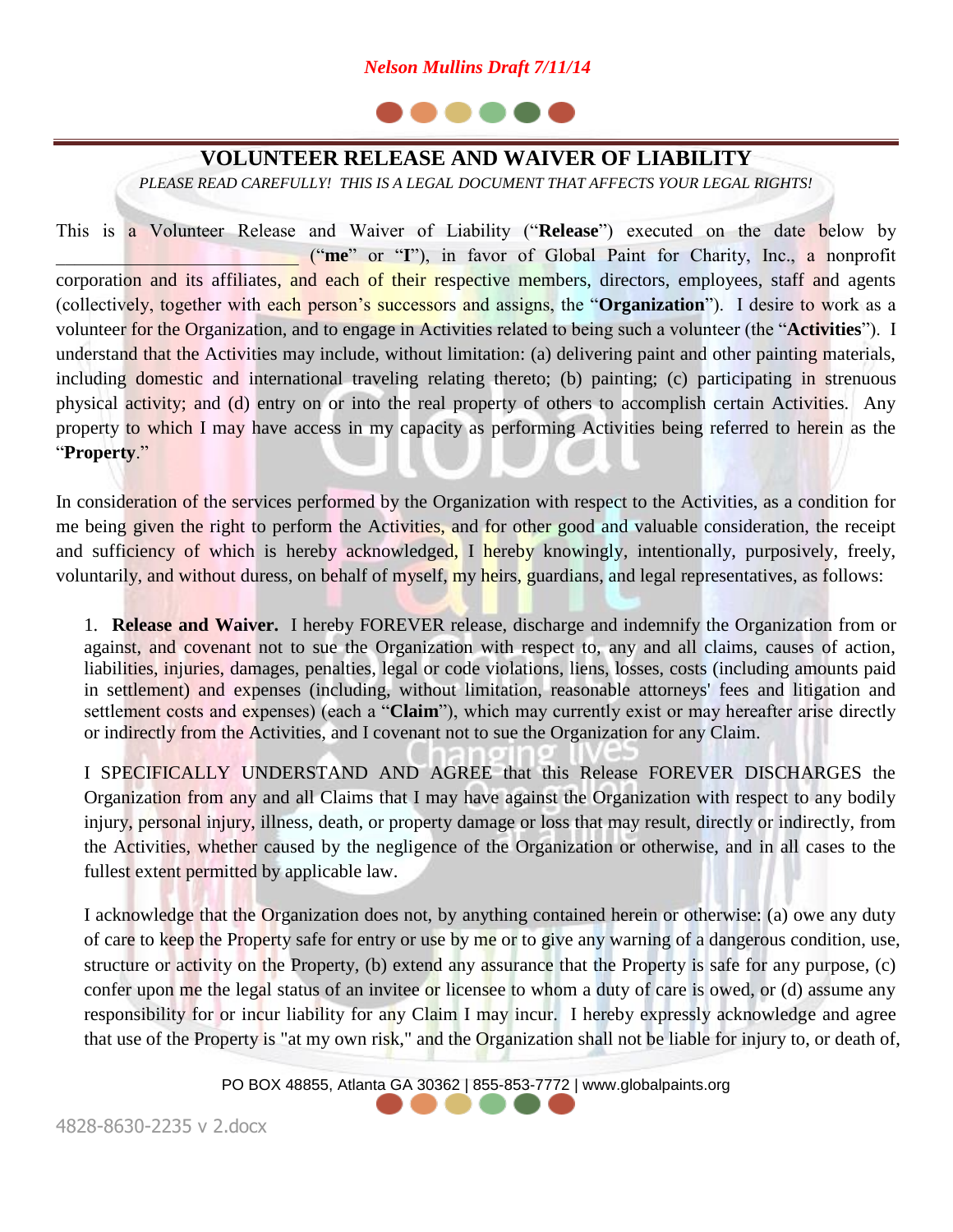# VOLUNTEER RELEASE AND WAIVER OF LIABILITY

*PLEASE READ CAREFULLY! THIS IS A LEGAL DOCUMENT THAT AFFECTS YOUR LEGAL RIGHTS!*

This is a Volunteer Release and Waiver of Liability ("**Release**") executed on the date below by ________________________ ("**me**" or "**I**"), in favor of Global Paint for Charity, Inc., a nonprofit corporation and its affiliates, and each of their respective members, directors, employees, staff and agents (collectively, together with each person's successors and assigns, the "**Organization**"). I desire to work as a volunteer for the Organization, and to engage in Activities related to being such a volunteer (the "**Activities**"). I understand that the Activities may include, without limitation: (a) delivering paint and other painting materials, including domestic and international traveling relating thereto; (b) painting; (c) participating in strenuous physical activity; and (d) entry on or into the real property of others to accomplish certain Activities. Any property to which I may have access in my capacity as performing Activities being referred to herein as the "**Property**."

In consideration of the services performed by the Organization with respect to the Activities, as a condition for me being given the right to perform the Activities, and for other good and valuable consideration, the receipt and sufficiency of which is hereby acknowledged, I hereby knowingly, intentionally, purposively, freely, voluntarily, and without duress, on behalf of myself, my heirs, guardians, and legal representatives, as follows:

1. **Release and Waiver.** I hereby FOREVER release, discharge and indemnify the Organization from or against, and covenant not to sue the Organization with respect to, any and all claims, causes of action, liabilities, injuries, damages, penalties, legal or code violations, liens, losses, costs (including amounts paid in settlement) and expenses (including, without limitation, reasonable attorneys' fees and litigation and settlement costs and expenses) (each a "**Claim**"), which may currently exist or may hereafter arise directly or indirectly from the Activities, and I covenant not to sue the Organization for any Claim.

   I SPECIFICALLY UNDERSTAND AND AGREE that this Release FOREVER DISCHARGES the Organization from any and all Claims that I may have against the Organization with respect to any bodily injury, personal injury, illness, death, or property damage or loss that may result, directly or indirectly, from the Activities, whether caused by the negligence of the Organization or otherwise, and in all cases to the fullest extent permitted by applicable law.

   I acknowledge that the Organization does not, by anything contained herein or otherwise: (a) owe any duty of care to keep the Property safe for entry or use by me or to give any warning of a dangerous condition, use, structure or activity on the Property, (b) extend any assurance that the Property is safe for any purpose, (c) confer upon me the legal status of an invitee or licensee to whom a duty of care is owed, or (d) assume any responsibility for or incur liability for any Claim I may incur. I hereby expressly acknowledge and agree that use of the Property is "at my own risk," and the Organization shall not be liable for injury to, or death of,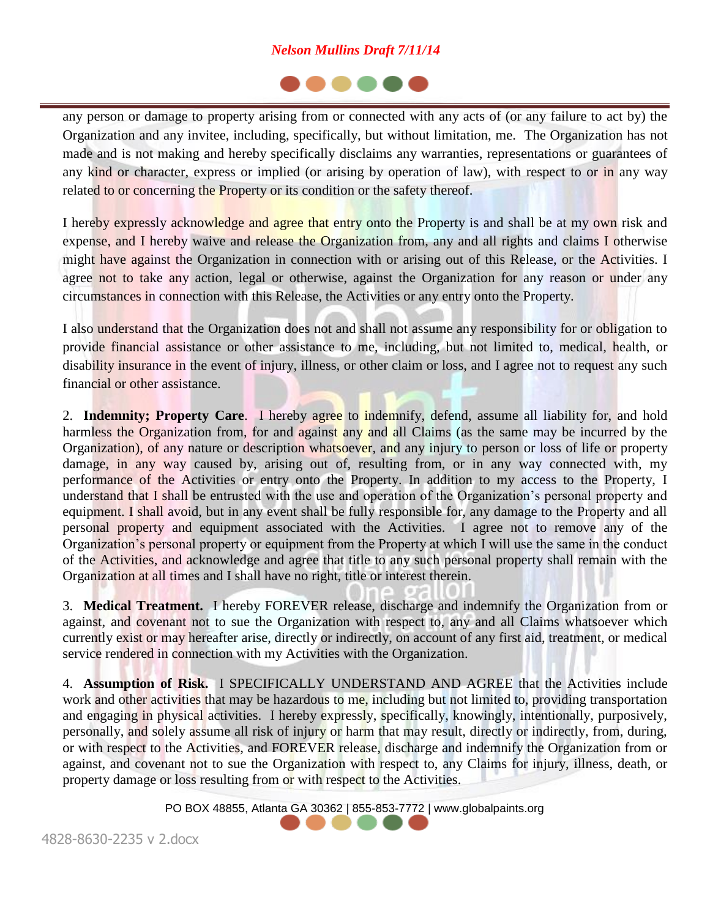any person or damage to property arising from or connected with any acts of (or any failure to act by) the Organization and any invitee, including, specifically, but without limitation, me. The Organization has not made and is not making and hereby specifically disclaims any warranties, representations or guarantees of any kind or character, express or implied (or arising by operation of law), with respect to or in any way related to or concerning the Property or its condition or the safety thereof.

I hereby expressly acknowledge and agree that entry onto the Property is and shall be at my own risk and expense, and I hereby waive and release the Organization from, any and all rights and claims I otherwise might have against the Organization in connection with or arising out of this Release, or the Activities. I agree not to take any action, legal or otherwise, against the Organization for any reason or under any circumstances in connection with this Release, the Activities or any entry onto the Property.

I also understand that the Organization does not and shall not assume any responsibility for or obligation to provide financial assistance or other assistance to me, including, but not limited to, medical, health, or disability insurance in the event of injury, illness, or other claim or loss, and I agree not to request any such financial or other assistance.

2. **Indemnity; Property Care**. I hereby agree to indemnify, defend, assume all liability for, and hold harmless the Organization from, for and against any and all Claims (as the same may be incurred by the Organization), of any nature or description whatsoever, and any injury to person or loss of life or property damage, in any way caused by, arising out of, resulting from, or in any way connected with, my performance of the Activities or entry onto the Property. In addition to my access to the Property, I understand that I shall be entrusted with the use and operation of the Organization's personal property and equipment. I shall avoid, but in any event shall be fully responsible for, any damage to the Property and all personal property and equipment associated with the Activities. I agree not to remove any of the Organization's personal property or equipment from the Property at which I will use the same in the conduct of the Activities, and acknowledge and agree that title to any such personal property shall remain with the Organization at all times and I shall have no right, title or interest therein.

3. **Medical Treatment.** I hereby FOREVER release, discharge and indemnify the Organization from or against, and covenant not to sue the Organization with respect to, any and all Claims whatsoever which currently exist or may hereafter arise, directly or indirectly, on account of any first aid, treatment, or medical service rendered in connection with my Activities with the Organization.

4. **Assumption of Risk.** I SPECIFICALLY UNDERSTAND AND AGREE that the Activities include work and other activities that may be hazardous to me, including but not limited to, providing transportation and engaging in physical activities. I hereby expressly, specifically, knowingly, intentionally, purposively, personally, and solely assume all risk of injury or harm that may result, directly or indirectly, from, during, or with respect to the Activities, and FOREVER release, discharge and indemnify the Organization from or against, and covenant not to sue the Organization with respect to, any Claims for injury, illness, death, or property damage or loss resulting from or with respect to the Activities.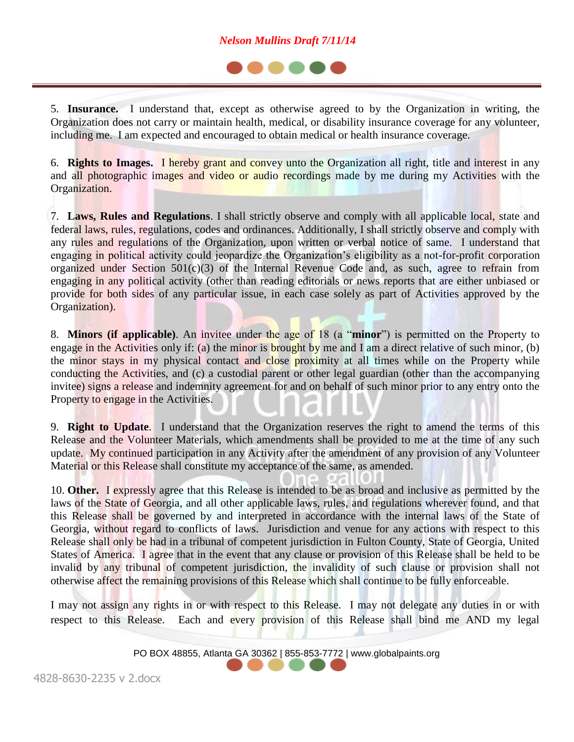5. **Insurance.** I understand that, except as otherwise agreed to by the Organization in writing, the Organization does not carry or maintain health, medical, or disability insurance coverage for any volunteer, including me. I am expected and encouraged to obtain medical or health insurance coverage.

6. **Rights to Images.** I hereby grant and convey unto the Organization all right, title and interest in any and all photographic images and video or audio recordings made by me during my Activities with the Organization.

7. **Laws, Rules and Regulations**. I shall strictly observe and comply with all applicable local, state and federal laws, rules, regulations, codes and ordinances. Additionally, I shall strictly observe and comply with any rules and regulations of the Organization, upon written or verbal notice of same. I understand that engaging in political activity could jeopardize the Organization's eligibility as a not-for-profit corporation organized under Section 501(c)(3) of the Internal Revenue Code and, as such, agree to refrain from engaging in any political activity (other than reading editorials or news reports that are either unbiased or provide for both sides of any particular issue, in each case solely as part of Activities approved by the Organization).

8. **Minors (if applicable)**. An invitee under the age of 18 (a "**minor**") is permitted on the Property to engage in the Activities only if: (a) the minor is brought by me and I am a direct relative of such minor, (b) the minor stays in my physical contact and close proximity at all times while on the Property while conducting the Activities, and (c) a custodial parent or other legal guardian (other than the accompanying invitee) signs a release and indemnity agreement for and on behalf of such minor prior to any entry onto the Property to engage in the Activities.

9. **Right to Update**. I understand that the Organization reserves the right to amend the terms of this Release and the Volunteer Materials, which amendments shall be provided to me at the time of any such update. My continued participation in any Activity after the amendment of any provision of any Volunteer Material or this Release shall constitute my acceptance of the same, as amended.

10. **Other.** I expressly agree that this Release is intended to be as broad and inclusive as permitted by the laws of the State of Georgia, and all other applicable laws, rules, and regulations wherever found, and that this Release shall be governed by and interpreted in accordance with the internal laws of the State of Georgia, without regard to conflicts of laws. Jurisdiction and venue for any actions with respect to this Release shall only be had in a tribunal of competent jurisdiction in Fulton County, State of Georgia, United States of America. I agree that in the event that any clause or provision of this Release shall be held to be invalid by any tribunal of competent jurisdiction, the invalidity of such clause or provision shall not otherwise affect the remaining provisions of this Release which shall continue to be fully enforceable.

I may not assign any rights in or with respect to this Release. I may not delegate any duties in or with respect to this Release. Each and every provision of this Release shall bind me AND my legal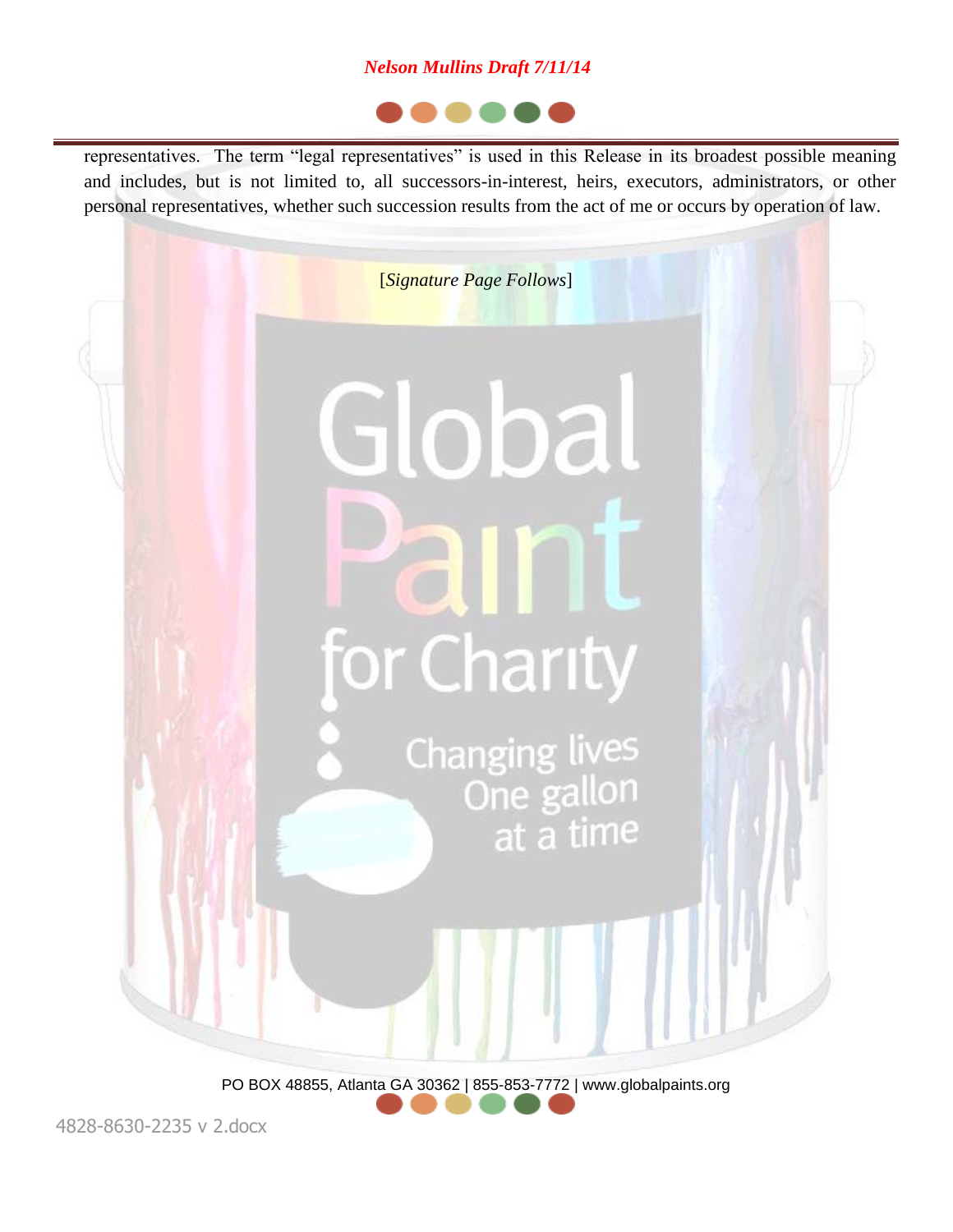representatives. The term "legal representatives" is used in this Release in its broadest possible meaning and includes, but is not limited to, all successors-in-interest, heirs, executors, administrators, or other personal representatives, whether such succession results from the act of me or occurs by operation of law.

[*Signature Page Follows*]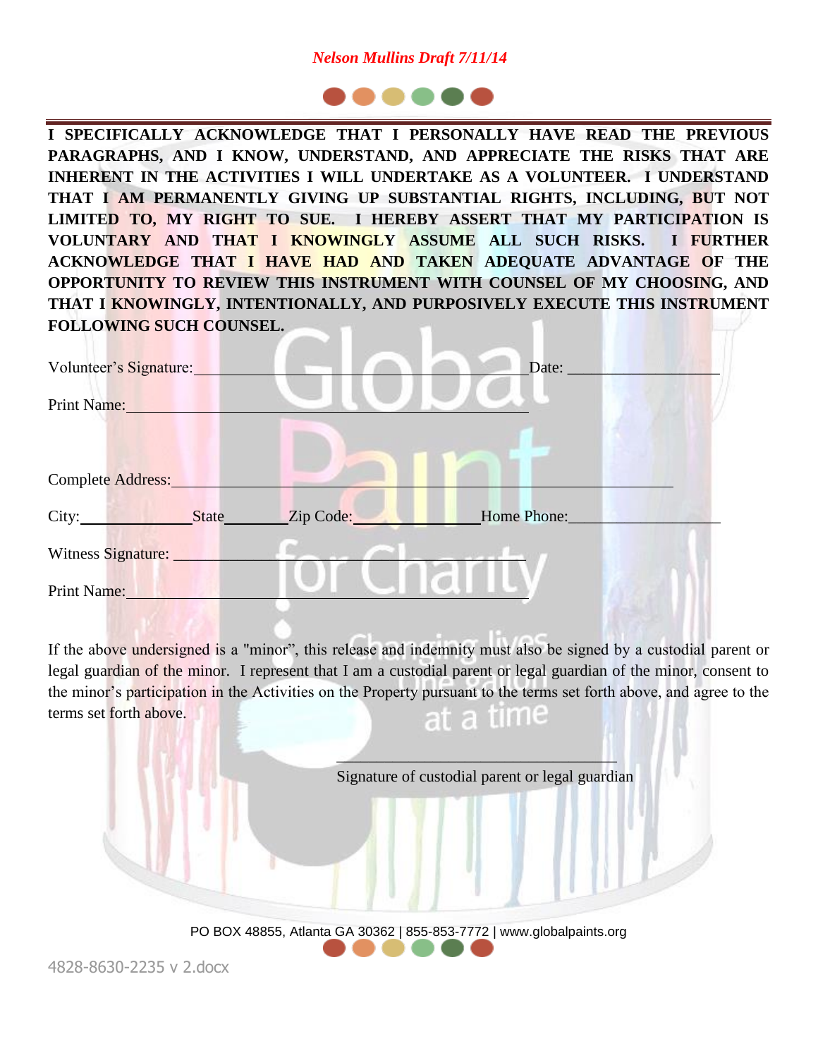**I SPECIFICALLY ACKNOWLEDGE THAT I PERSONALLY HAVE READ THE PREVIOUS PARAGRAPHS, AND I KNOW, UNDERSTAND, AND APPRECIATE THE RISKS THAT ARE INHERENT IN THE ACTIVITIES I WILL UNDERTAKE AS A VOLUNTEER. I UNDERSTAND THAT I AM PERMANENTLY GIVING UP SUBSTANTIAL RIGHTS, INCLUDING, BUT NOT LIMITED TO, MY RIGHT TO SUE. I HEREBY ASSERT THAT MY PARTICIPATION IS VOLUNTARY AND THAT I KNOWINGLY ASSUME ALL SUCH RISKS. I FURTHER ACKNOWLEDGE THAT I HAVE HAD AND TAKEN ADEQUATE ADVANTAGE OF THE OPPORTUNITY TO REVIEW THIS INSTRUMENT WITH COUNSEL OF MY CHOOSING, AND THAT I KNOWINGLY, INTENTIONALLY, AND PURPOSIVELY EXECUTE THIS INSTRUMENT FOLLOWING SUCH COUNSEL.**

Volunteer's Signature:______________________________________ Date: __________________

Print Name:______________________________________________

Complete Address:_______________________________________________________________

City:_____________ State_______ Zip Code:_______________ Home Phone:_________________

Witness Signature: ________________________________________

Print Name:______________________________________________

If the above undersigned is a "minor", this release and indemnity must also be signed by a custodial parent or legal guardian of the minor. I represent that I am a custodial parent or legal guardian of the minor, consent to the minor's participation in the Activities on the Property pursuant to the terms set forth above, and agree to the terms set forth above.

___________________________________

Signature of custodial parent or legal guardian